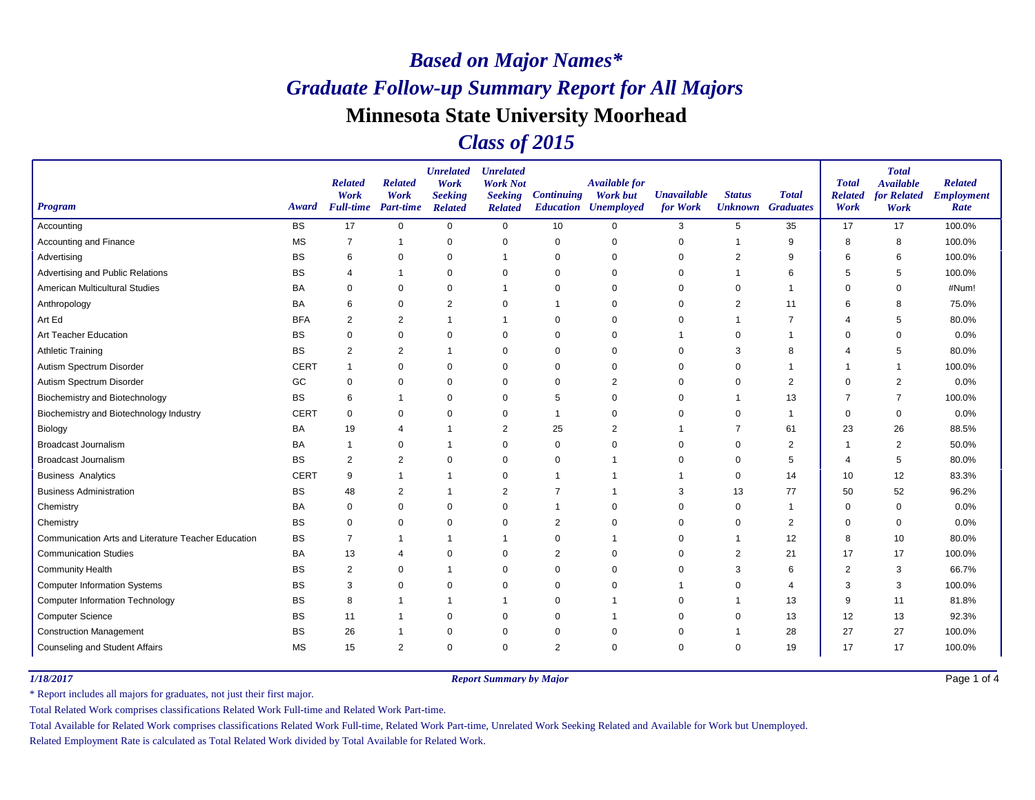# *Based on Major Names**

# *Graduate Follow-up Summary Report for All Majors*

# Minnesota State University Moorhead

# *Class of 2015*

| Program | Award | Related Work Full-time | Related Work Part-time | Unrelated Work Seeking Related | Unrelated Work Not Seeking Related | Continuing Education | Available for Work but Unemployed | Unavailable for Work | Status Unknown | Total Graduates | Total Related Work | Total Available for Related Work | Related Employment Rate |
|---|---|---|---|---|---|---|---|---|---|---|---|---|---|
| Accounting | BS | 17 | 0 | 0 | 0 | 10 | 0 | 3 | 5 | 35 | 17 | 17 | 100.0% |
| Accounting and Finance | MS | 7 | 1 | 0 | 0 | 0 | 0 | 0 | 1 | 9 | 8 | 8 | 100.0% |
| Advertising | BS | 6 | 0 | 0 | 1 | 0 | 0 | 0 | 2 | 9 | 6 | 6 | 100.0% |
| Advertising and Public Relations | BS | 4 | 1 | 0 | 0 | 0 | 0 | 0 | 1 | 6 | 5 | 5 | 100.0% |
| American Multicultural Studies | BA | 0 | 0 | 0 | 1 | 0 | 0 | 0 | 0 | 1 | 0 | 0 | #Num! |
| Anthropology | BA | 6 | 0 | 2 | 0 | 1 | 0 | 0 | 2 | 11 | 6 | 8 | 75.0% |
| Art Ed | BFA | 2 | 2 | 1 | 1 | 0 | 0 | 0 | 1 | 7 | 4 | 5 | 80.0% |
| Art Teacher Education | BS | 0 | 0 | 0 | 0 | 0 | 0 | 1 | 0 | 1 | 0 | 0 | 0.0% |
| Athletic Training | BS | 2 | 2 | 1 | 0 | 0 | 0 | 0 | 3 | 8 | 4 | 5 | 80.0% |
| Autism Spectrum Disorder | CERT | 1 | 0 | 0 | 0 | 0 | 0 | 0 | 0 | 1 | 1 | 1 | 100.0% |
| Autism Spectrum Disorder | GC | 0 | 0 | 0 | 0 | 0 | 2 | 0 | 0 | 2 | 0 | 2 | 0.0% |
| Biochemistry and Biotechnology | BS | 6 | 1 | 0 | 0 | 5 | 0 | 0 | 1 | 13 | 7 | 7 | 100.0% |
| Biochemistry and Biotechnology Industry | CERT | 0 | 0 | 0 | 0 | 1 | 0 | 0 | 0 | 1 | 0 | 0 | 0.0% |
| Biology | BA | 19 | 4 | 1 | 2 | 25 | 2 | 1 | 7 | 61 | 23 | 26 | 88.5% |
| Broadcast Journalism | BA | 1 | 0 | 1 | 0 | 0 | 0 | 0 | 0 | 2 | 1 | 2 | 50.0% |
| Broadcast Journalism | BS | 2 | 2 | 0 | 0 | 0 | 1 | 0 | 0 | 5 | 4 | 5 | 80.0% |
| Business Analytics | CERT | 9 | 1 | 1 | 0 | 1 | 1 | 1 | 0 | 14 | 10 | 12 | 83.3% |
| Business Administration | BS | 48 | 2 | 1 | 2 | 7 | 1 | 3 | 13 | 77 | 50 | 52 | 96.2% |
| Chemistry | BA | 0 | 0 | 0 | 0 | 1 | 0 | 0 | 0 | 1 | 0 | 0 | 0.0% |
| Chemistry | BS | 0 | 0 | 0 | 0 | 2 | 0 | 0 | 0 | 2 | 0 | 0 | 0.0% |
| Communication Arts and Literature Teacher Education | BS | 7 | 1 | 1 | 1 | 0 | 1 | 0 | 1 | 12 | 8 | 10 | 80.0% |
| Communication Studies | BA | 13 | 4 | 0 | 0 | 2 | 0 | 0 | 2 | 21 | 17 | 17 | 100.0% |
| Community Health | BS | 2 | 0 | 1 | 0 | 0 | 0 | 0 | 3 | 6 | 2 | 3 | 66.7% |
| Computer Information Systems | BS | 3 | 0 | 0 | 0 | 0 | 0 | 1 | 0 | 4 | 3 | 3 | 100.0% |
| Computer Information Technology | BS | 8 | 1 | 1 | 1 | 0 | 1 | 0 | 1 | 13 | 9 | 11 | 81.8% |
| Computer Science | BS | 11 | 1 | 0 | 0 | 0 | 1 | 0 | 0 | 13 | 12 | 13 | 92.3% |
| Construction Management | BS | 26 | 1 | 0 | 0 | 0 | 0 | 0 | 1 | 28 | 27 | 27 | 100.0% |
| Counseling and Student Affairs | MS | 15 | 2 | 0 | 0 | 2 | 0 | 0 | 0 | 19 | 17 | 17 | 100.0% |

*1/18/2017* *Report Summary by Major*

\* Report includes all majors for graduates, not just their first major.

Total Related Work comprises classifications Related Work Full-time and Related Work Part-time.

Total Available for Related Work comprises classifications Related Work Full-time, Related Work Part-time, Unrelated Work Seeking Related and Available for Work but Unemployed.

Related Employment Rate is calculated as Total Related Work divided by Total Available for Related Work.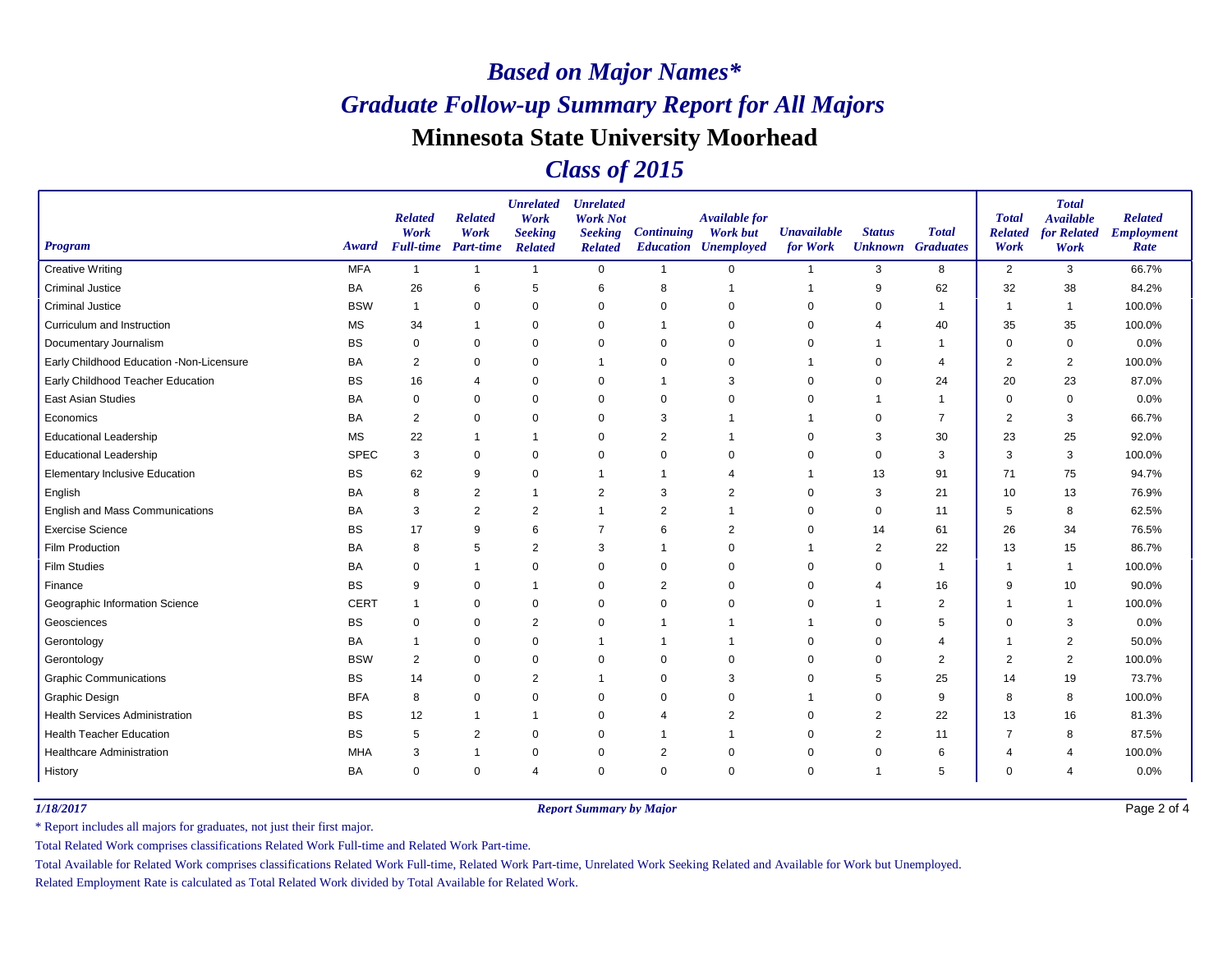# *Based on Major Names**

# *Graduate Follow-up Summary Report for All Majors*

## Minnesota State University Moorhead

## *Class of 2015*

| Program | Award | Related Work Full-time | Related Work Part-time | Unrelated Work Seeking Related | Unrelated Work Not Seeking Related | Continuing Education | Available for Work but Unemployed | Unavailable for Work | Status Unknown | Total Graduates | Total Related Work | Total Available for Related Work | Related Employment Rate |
|---|---|---|---|---|---|---|---|---|---|---|---|---|---|
| Creative Writing | MFA | 1 | 1 | 1 | 0 | 1 | 0 | 1 | 3 | 8 | 2 | 3 | 66.7% |
| Criminal Justice | BA | 26 | 6 | 5 | 6 | 8 | 1 | 1 | 9 | 62 | 32 | 38 | 84.2% |
| Criminal Justice | BSW | 1 | 0 | 0 | 0 | 0 | 0 | 0 | 0 | 1 | 1 | 1 | 100.0% |
| Curriculum and Instruction | MS | 34 | 1 | 0 | 0 | 1 | 0 | 0 | 4 | 40 | 35 | 35 | 100.0% |
| Documentary Journalism | BS | 0 | 0 | 0 | 0 | 0 | 0 | 0 | 1 | 1 | 0 | 0 | 0.0% |
| Early Childhood Education -Non-Licensure | BA | 2 | 0 | 0 | 1 | 0 | 0 | 1 | 0 | 4 | 2 | 2 | 100.0% |
| Early Childhood Teacher Education | BS | 16 | 4 | 0 | 0 | 1 | 3 | 0 | 0 | 24 | 20 | 23 | 87.0% |
| East Asian Studies | BA | 0 | 0 | 0 | 0 | 0 | 0 | 0 | 1 | 1 | 0 | 0 | 0.0% |
| Economics | BA | 2 | 0 | 0 | 0 | 3 | 1 | 1 | 0 | 7 | 2 | 3 | 66.7% |
| Educational Leadership | MS | 22 | 1 | 1 | 0 | 2 | 1 | 0 | 3 | 30 | 23 | 25 | 92.0% |
| Educational Leadership | SPEC | 3 | 0 | 0 | 0 | 0 | 0 | 0 | 0 | 3 | 3 | 3 | 100.0% |
| Elementary Inclusive Education | BS | 62 | 9 | 0 | 1 | 1 | 4 | 1 | 13 | 91 | 71 | 75 | 94.7% |
| English | BA | 8 | 2 | 1 | 2 | 3 | 2 | 0 | 3 | 21 | 10 | 13 | 76.9% |
| English and Mass Communications | BA | 3 | 2 | 2 | 1 | 2 | 1 | 0 | 0 | 11 | 5 | 8 | 62.5% |
| Exercise Science | BS | 17 | 9 | 6 | 7 | 6 | 2 | 0 | 14 | 61 | 26 | 34 | 76.5% |
| Film Production | BA | 8 | 5 | 2 | 3 | 1 | 0 | 1 | 2 | 22 | 13 | 15 | 86.7% |
| Film Studies | BA | 0 | 1 | 0 | 0 | 0 | 0 | 0 | 0 | 1 | 1 | 1 | 100.0% |
| Finance | BS | 9 | 0 | 1 | 0 | 2 | 0 | 0 | 4 | 16 | 9 | 10 | 90.0% |
| Geographic Information Science | CERT | 1 | 0 | 0 | 0 | 0 | 0 | 0 | 1 | 2 | 1 | 1 | 100.0% |
| Geosciences | BS | 0 | 0 | 2 | 0 | 1 | 1 | 1 | 0 | 5 | 0 | 3 | 0.0% |
| Gerontology | BA | 1 | 0 | 0 | 1 | 1 | 1 | 0 | 0 | 4 | 1 | 2 | 50.0% |
| Gerontology | BSW | 2 | 0 | 0 | 0 | 0 | 0 | 0 | 0 | 2 | 2 | 2 | 100.0% |
| Graphic Communications | BS | 14 | 0 | 2 | 1 | 0 | 3 | 0 | 5 | 25 | 14 | 19 | 73.7% |
| Graphic Design | BFA | 8 | 0 | 0 | 0 | 0 | 0 | 1 | 0 | 9 | 8 | 8 | 100.0% |
| Health Services Administration | BS | 12 | 1 | 1 | 0 | 4 | 2 | 0 | 2 | 22 | 13 | 16 | 81.3% |
| Health Teacher Education | BS | 5 | 2 | 0 | 0 | 1 | 1 | 0 | 2 | 11 | 7 | 8 | 87.5% |
| Healthcare Administration | MHA | 3 | 1 | 0 | 0 | 2 | 0 | 0 | 0 | 6 | 4 | 4 | 100.0% |
| History | BA | 0 | 0 | 4 | 0 | 0 | 0 | 0 | 1 | 5 | 0 | 4 | 0.0% |

*1/18/2017* *Report Summary by Major*

\* Report includes all majors for graduates, not just their first major.

Total Related Work comprises classifications Related Work Full-time and Related Work Part-time.

Total Available for Related Work comprises classifications Related Work Full-time, Related Work Part-time, Unrelated Work Seeking Related and Available for Work but Unemployed.

Related Employment Rate is calculated as Total Related Work divided by Total Available for Related Work.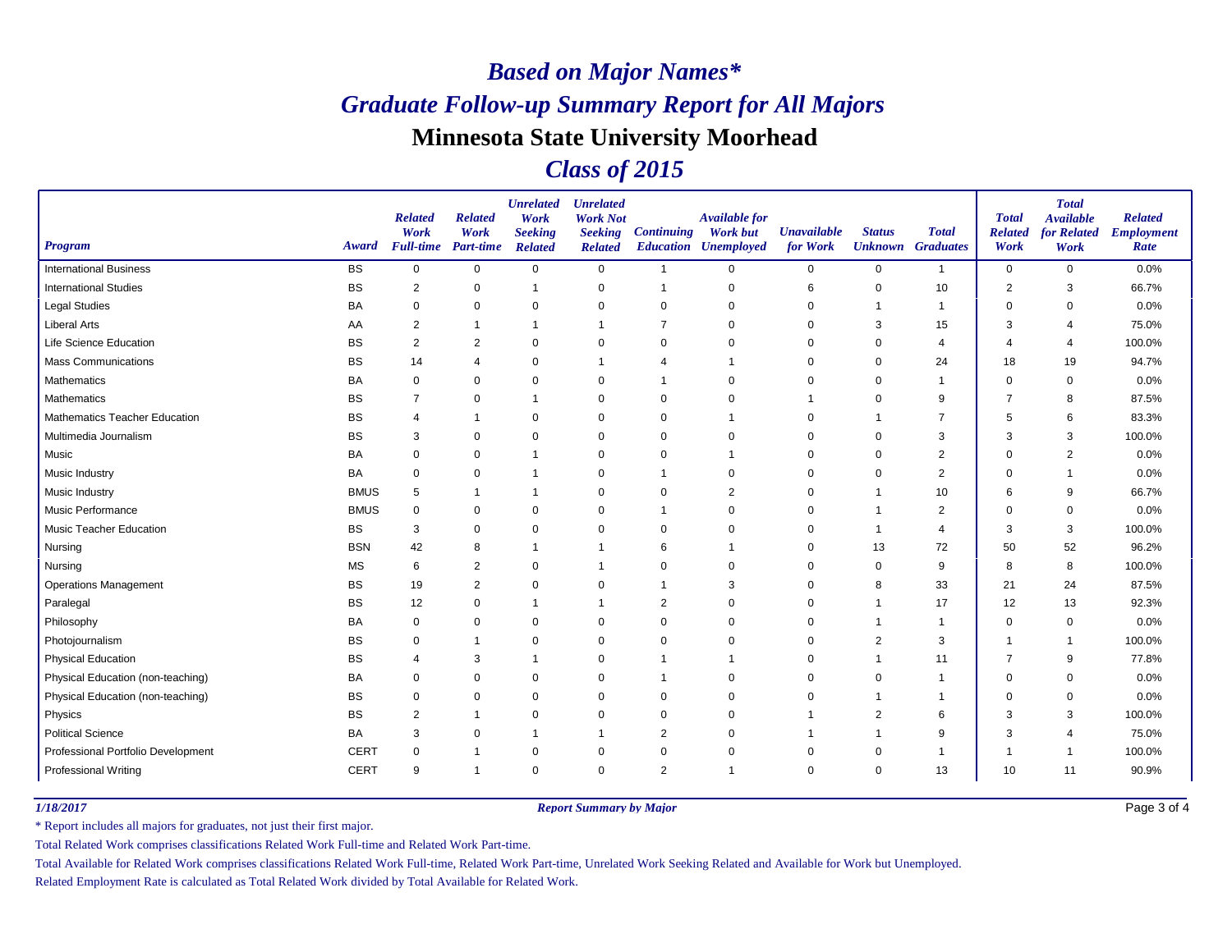# *Based on Major Names**

# *Graduate Follow-up Summary Report for All Majors*

## Minnesota State University Moorhead

## *Class of 2015*

| Program | Award | Related Work Full-time | Related Work Part-time | Unrelated Work Seeking Related | Unrelated Work Not Seeking Related | Continuing Education | Available for Work but Unemployed | Unavailable for Work | Status Unknown | Total Graduates | Total Related Work | Total Available for Related Work | Related Employment Rate |
|---|---|---|---|---|---|---|---|---|---|---|---|---|---|
| International Business | BS | 0 | 0 | 0 | 0 | 1 | 0 | 0 | 0 | 1 | 0 | 0 | 0.0% |
| International Studies | BS | 2 | 0 | 1 | 0 | 1 | 0 | 6 | 0 | 10 | 2 | 3 | 66.7% |
| Legal Studies | BA | 0 | 0 | 0 | 0 | 0 | 0 | 0 | 1 | 1 | 0 | 0 | 0.0% |
| Liberal Arts | AA | 2 | 1 | 1 | 1 | 7 | 0 | 0 | 3 | 15 | 3 | 4 | 75.0% |
| Life Science Education | BS | 2 | 2 | 0 | 0 | 0 | 0 | 0 | 0 | 4 | 4 | 4 | 100.0% |
| Mass Communications | BS | 14 | 4 | 0 | 1 | 4 | 1 | 0 | 0 | 24 | 18 | 19 | 94.7% |
| Mathematics | BA | 0 | 0 | 0 | 0 | 1 | 0 | 0 | 0 | 1 | 0 | 0 | 0.0% |
| Mathematics | BS | 7 | 0 | 1 | 0 | 0 | 0 | 1 | 0 | 9 | 7 | 8 | 87.5% |
| Mathematics Teacher Education | BS | 4 | 1 | 0 | 0 | 0 | 1 | 0 | 1 | 7 | 5 | 6 | 83.3% |
| Multimedia Journalism | BS | 3 | 0 | 0 | 0 | 0 | 0 | 0 | 0 | 3 | 3 | 3 | 100.0% |
| Music | BA | 0 | 0 | 1 | 0 | 0 | 1 | 0 | 0 | 2 | 0 | 2 | 0.0% |
| Music Industry | BA | 0 | 0 | 1 | 0 | 1 | 0 | 0 | 0 | 2 | 0 | 1 | 0.0% |
| Music Industry | BMUS | 5 | 1 | 1 | 0 | 0 | 2 | 0 | 1 | 10 | 6 | 9 | 66.7% |
| Music Performance | BMUS | 0 | 0 | 0 | 0 | 1 | 0 | 0 | 1 | 2 | 0 | 0 | 0.0% |
| Music Teacher Education | BS | 3 | 0 | 0 | 0 | 0 | 0 | 0 | 1 | 4 | 3 | 3 | 100.0% |
| Nursing | BSN | 42 | 8 | 1 | 1 | 6 | 1 | 0 | 13 | 72 | 50 | 52 | 96.2% |
| Nursing | MS | 6 | 2 | 0 | 1 | 0 | 0 | 0 | 0 | 9 | 8 | 8 | 100.0% |
| Operations Management | BS | 19 | 2 | 0 | 0 | 1 | 3 | 0 | 8 | 33 | 21 | 24 | 87.5% |
| Paralegal | BS | 12 | 0 | 1 | 1 | 2 | 0 | 0 | 1 | 17 | 12 | 13 | 92.3% |
| Philosophy | BA | 0 | 0 | 0 | 0 | 0 | 0 | 0 | 1 | 1 | 0 | 0 | 0.0% |
| Photojournalism | BS | 0 | 1 | 0 | 0 | 0 | 0 | 0 | 2 | 3 | 1 | 1 | 100.0% |
| Physical Education | BS | 4 | 3 | 1 | 0 | 1 | 1 | 0 | 1 | 11 | 7 | 9 | 77.8% |
| Physical Education (non-teaching) | BA | 0 | 0 | 0 | 0 | 1 | 0 | 0 | 0 | 1 | 0 | 0 | 0.0% |
| Physical Education (non-teaching) | BS | 0 | 0 | 0 | 0 | 0 | 0 | 0 | 1 | 1 | 0 | 0 | 0.0% |
| Physics | BS | 2 | 1 | 0 | 0 | 0 | 0 | 1 | 2 | 6 | 3 | 3 | 100.0% |
| Political Science | BA | 3 | 0 | 1 | 1 | 2 | 0 | 1 | 1 | 9 | 3 | 4 | 75.0% |
| Professional Portfolio Development | CERT | 0 | 1 | 0 | 0 | 0 | 0 | 0 | 0 | 1 | 1 | 1 | 100.0% |
| Professional Writing | CERT | 9 | 1 | 0 | 0 | 2 | 1 | 0 | 0 | 13 | 10 | 11 | 90.9% |

*1/18/2017* *Report Summary by Major*

* Report includes all majors for graduates, not just their first major.

Total Related Work comprises classifications Related Work Full-time and Related Work Part-time.

Total Available for Related Work comprises classifications Related Work Full-time, Related Work Part-time, Unrelated Work Seeking Related and Available for Work but Unemployed.

Related Employment Rate is calculated as Total Related Work divided by Total Available for Related Work.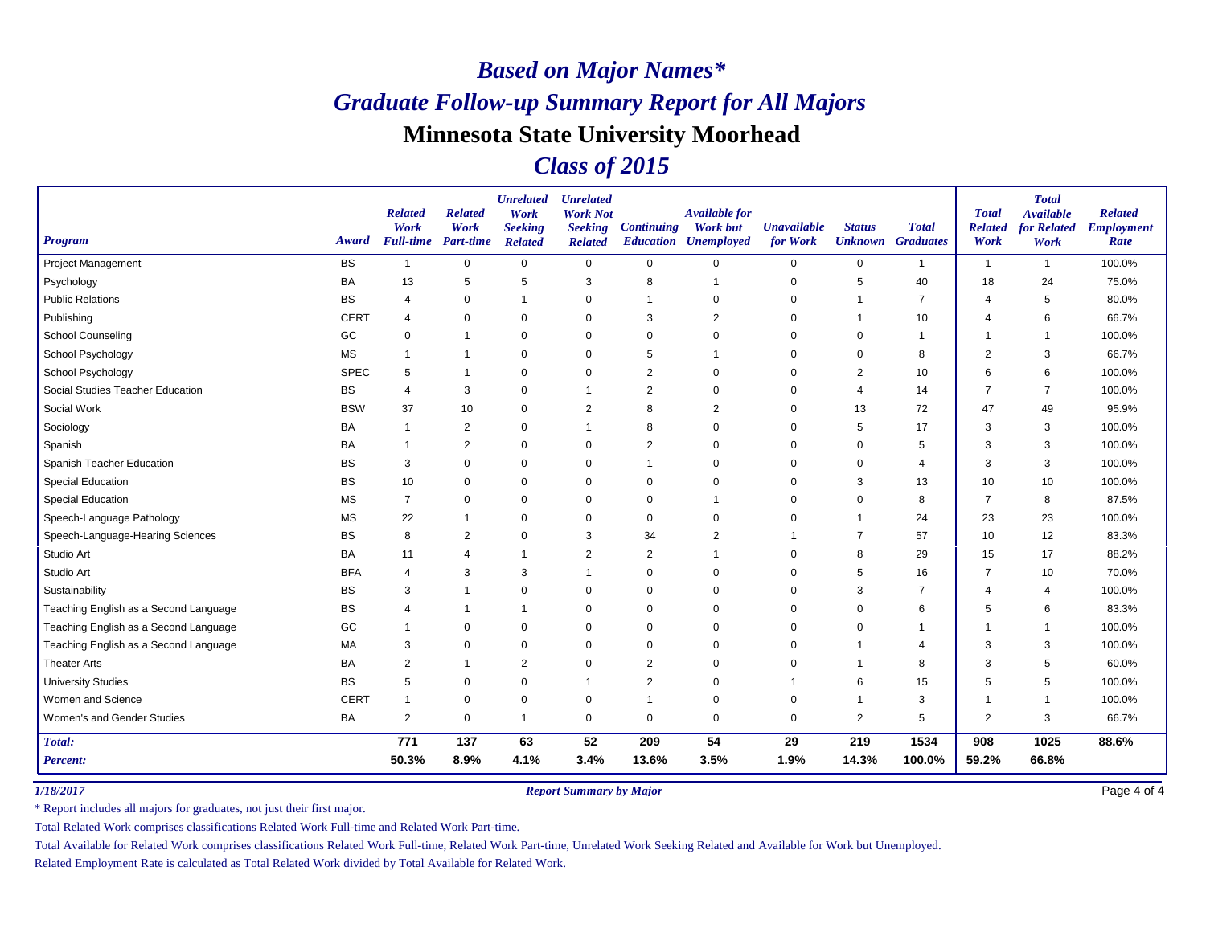# *Based on Major Names**

## *Graduate Follow-up Summary Report for All Majors*

## Minnesota State University Moorhead

## *Class of 2015*

| *Program* | *Award* | *Related Work Full-time* | *Related Work Part-time* | *Unrelated Work Seeking Related* | *Unrelated Work Not Seeking Related* | *Continuing Education* | *Available for Work but Unemployed* | *Unavailable for Work* | *Status Unknown* | *Total Graduates* | *Total Related Work* | *Total Available for Related Work* | *Related Employment Rate* |
|---|---|---|---|---|---|---|---|---|---|---|---|---|---|
| Project Management | BS | 1 | 0 | 0 | 0 | 0 | 0 | 0 | 0 | 1 | 1 | 1 | 100.0% |
| Psychology | BA | 13 | 5 | 5 | 3 | 8 | 1 | 0 | 5 | 40 | 18 | 24 | 75.0% |
| Public Relations | BS | 4 | 0 | 1 | 0 | 1 | 0 | 0 | 1 | 7 | 4 | 5 | 80.0% |
| Publishing | CERT | 4 | 0 | 0 | 0 | 3 | 2 | 0 | 1 | 10 | 4 | 6 | 66.7% |
| School Counseling | GC | 0 | 1 | 0 | 0 | 0 | 0 | 0 | 0 | 1 | 1 | 1 | 100.0% |
| School Psychology | MS | 1 | 1 | 0 | 0 | 5 | 1 | 0 | 0 | 8 | 2 | 3 | 66.7% |
| School Psychology | SPEC | 5 | 1 | 0 | 0 | 2 | 0 | 0 | 2 | 10 | 6 | 6 | 100.0% |
| Social Studies Teacher Education | BS | 4 | 3 | 0 | 1 | 2 | 0 | 0 | 4 | 14 | 7 | 7 | 100.0% |
| Social Work | BSW | 37 | 10 | 0 | 2 | 8 | 2 | 0 | 13 | 72 | 47 | 49 | 95.9% |
| Sociology | BA | 1 | 2 | 0 | 1 | 8 | 0 | 0 | 5 | 17 | 3 | 3 | 100.0% |
| Spanish | BA | 1 | 2 | 0 | 0 | 2 | 0 | 0 | 0 | 5 | 3 | 3 | 100.0% |
| Spanish Teacher Education | BS | 3 | 0 | 0 | 0 | 1 | 0 | 0 | 0 | 4 | 3 | 3 | 100.0% |
| Special Education | BS | 10 | 0 | 0 | 0 | 0 | 0 | 0 | 3 | 13 | 10 | 10 | 100.0% |
| Special Education | MS | 7 | 0 | 0 | 0 | 0 | 1 | 0 | 0 | 8 | 7 | 8 | 87.5% |
| Speech-Language Pathology | MS | 22 | 1 | 0 | 0 | 0 | 0 | 0 | 1 | 24 | 23 | 23 | 100.0% |
| Speech-Language-Hearing Sciences | BS | 8 | 2 | 0 | 3 | 34 | 2 | 1 | 7 | 57 | 10 | 12 | 83.3% |
| Studio Art | BA | 11 | 4 | 1 | 2 | 2 | 1 | 0 | 8 | 29 | 15 | 17 | 88.2% |
| Studio Art | BFA | 4 | 3 | 3 | 1 | 0 | 0 | 0 | 5 | 16 | 7 | 10 | 70.0% |
| Sustainability | BS | 3 | 1 | 0 | 0 | 0 | 0 | 0 | 3 | 7 | 4 | 4 | 100.0% |
| Teaching English as a Second Language | BS | 4 | 1 | 1 | 0 | 0 | 0 | 0 | 0 | 6 | 5 | 6 | 83.3% |
| Teaching English as a Second Language | GC | 1 | 0 | 0 | 0 | 0 | 0 | 0 | 0 | 1 | 1 | 1 | 100.0% |
| Teaching English as a Second Language | MA | 3 | 0 | 0 | 0 | 0 | 0 | 0 | 1 | 4 | 3 | 3 | 100.0% |
| Theater Arts | BA | 2 | 1 | 2 | 0 | 2 | 0 | 0 | 1 | 8 | 3 | 5 | 60.0% |
| University Studies | BS | 5 | 0 | 0 | 1 | 2 | 0 | 1 | 6 | 15 | 5 | 5 | 100.0% |
| Women and Science | CERT | 1 | 0 | 0 | 0 | 1 | 0 | 0 | 1 | 3 | 1 | 1 | 100.0% |
| Women's and Gender Studies | BA | 2 | 0 | 1 | 0 | 0 | 0 | 0 | 2 | 5 | 2 | 3 | 66.7% |
| ***Total:*** | | **771** | **137** | **63** | **52** | **209** | **54** | **29** | **219** | **1534** | **908** | **1025** | **88.6%** |
| ***Percent:*** | | **50.3%** | **8.9%** | **4.1%** | **3.4%** | **13.6%** | **3.5%** | **1.9%** | **14.3%** | **100.0%** | **59.2%** | **66.8%** | |

*1/18/2017*

*Report Summary by Major*

\* Report includes all majors for graduates, not just their first major.

Total Related Work comprises classifications Related Work Full-time and Related Work Part-time.

Total Available for Related Work comprises classifications Related Work Full-time, Related Work Part-time, Unrelated Work Seeking Related and Available for Work but Unemployed.

Related Employment Rate is calculated as Total Related Work divided by Total Available for Related Work.